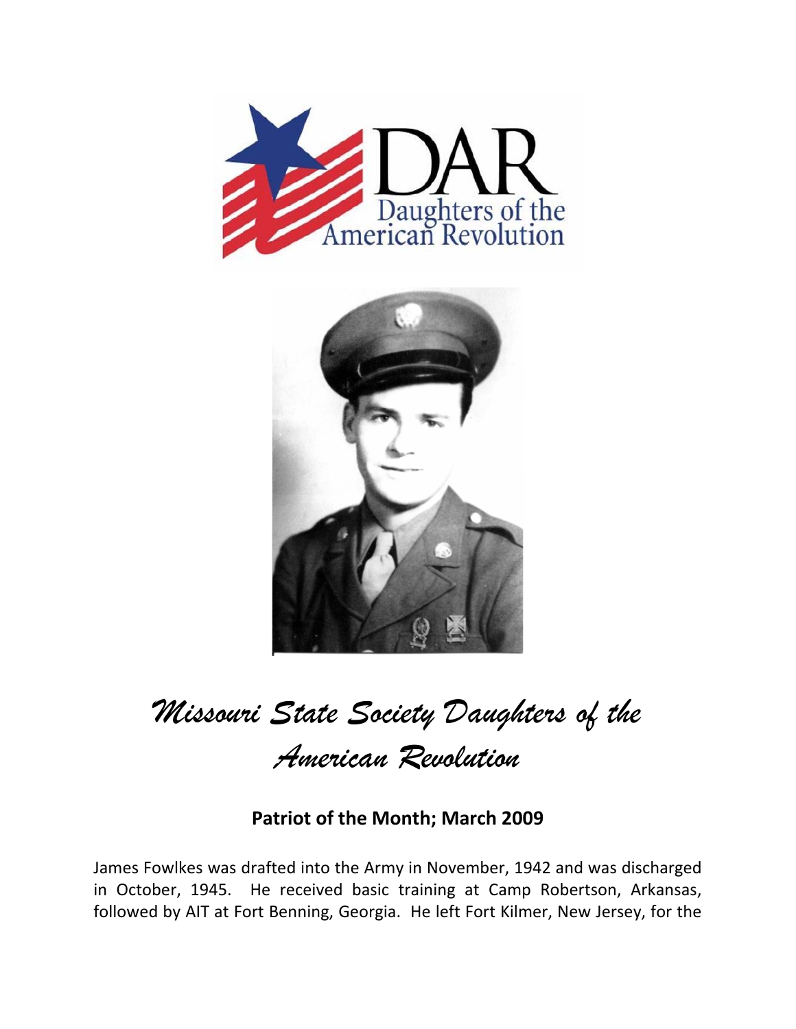# Missouri State Society Daughters of the American Revolution

## Patriot of the Month; March 2009

James Fowlkes was drafted into the Army in November, 1942 and was discharged in October, 1945. He received basic training at Camp Robertson, Arkansas, followed by AIT at Fort Benning, Georgia. He left Fort Kilmer, New Jersey, for the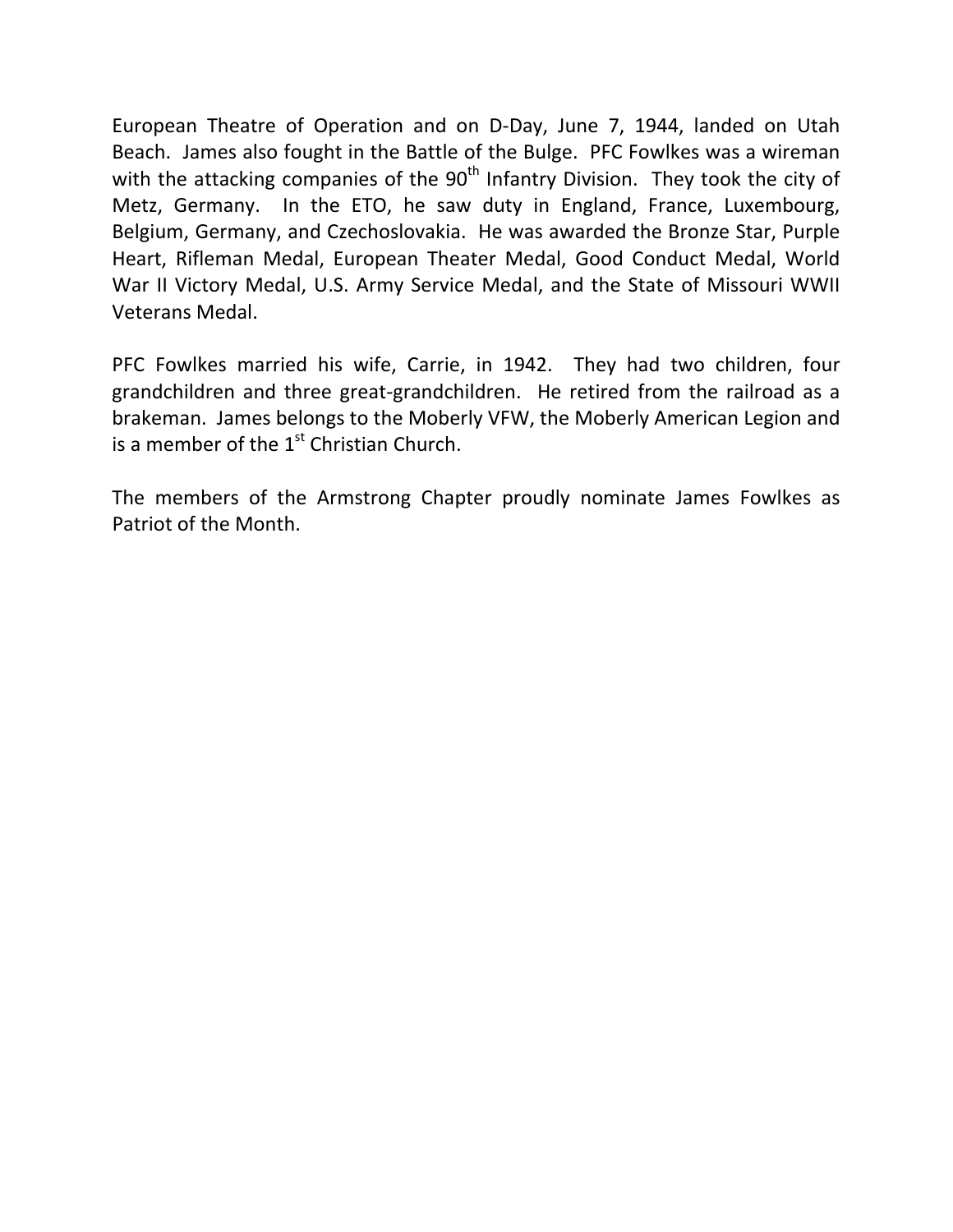European Theatre of Operation and on D-Day, June 7, 1944, landed on Utah Beach. James also fought in the Battle of the Bulge. PFC Fowlkes was a wireman with the attacking companies of the 90th Infantry Division. They took the city of Metz, Germany. In the ETO, he saw duty in England, France, Luxembourg, Belgium, Germany, and Czechoslovakia. He was awarded the Bronze Star, Purple Heart, Rifleman Medal, European Theater Medal, Good Conduct Medal, World War II Victory Medal, U.S. Army Service Medal, and the State of Missouri WWII Veterans Medal.

PFC Fowlkes married his wife, Carrie, in 1942. They had two children, four grandchildren and three great-grandchildren. He retired from the railroad as a brakeman. James belongs to the Moberly VFW, the Moberly American Legion and is a member of the 1st Christian Church.

The members of the Armstrong Chapter proudly nominate James Fowlkes as Patriot of the Month.